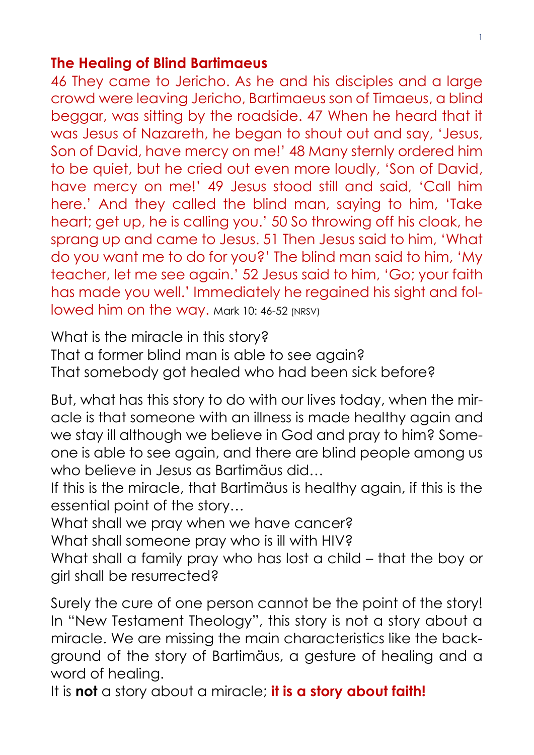**The Healing of Blind Bartimaeus**

46 They came to Jericho. As he and his disciples and a large crowd were leaving Jericho, Bartimaeus son of Timaeus, a blind beggar, was sitting by the roadside. 47 When he heard that it was Jesus of Nazareth, he began to shout out and say, 'Jesus, Son of David, have mercy on me!' 48 Many sternly ordered him to be quiet, but he cried out even more loudly, 'Son of David, have mercy on me!' 49 Jesus stood still and said, 'Call him here.' And they called the blind man, saying to him, 'Take heart; get up, he is calling you.' 50 So throwing off his cloak, he sprang up and came to Jesus. 51 Then Jesus said to him, 'What do you want me to do for you?' The blind man said to him, 'My teacher, let me see again.' 52 Jesus said to him, 'Go; your faith has made you well.' Immediately he regained his sight and followed him on the way. Mark 10: 46-52 (NRSV)

What is the miracle in this story?
That a former blind man is able to see again?
That somebody got healed who had been sick before?

But, what has this story to do with our lives today, when the miracle is that someone with an illness is made healthy again and we stay ill although we believe in God and pray to him? Someone is able to see again, and there are blind people among us who believe in Jesus as Bartimäus did…
If this is the miracle, that Bartimäus is healthy again, if this is the essential point of the story…
What shall we pray when we have cancer?
What shall someone pray who is ill with HIV?
What shall a family pray who has lost a child – that the boy or girl shall be resurrected?

Surely the cure of one person cannot be the point of the story! In "New Testament Theology", this story is not a story about a miracle. We are missing the main characteristics like the background of the story of Bartimäus, a gesture of healing and a word of healing.
It is **not** a story about a miracle; **it is a story about faith!**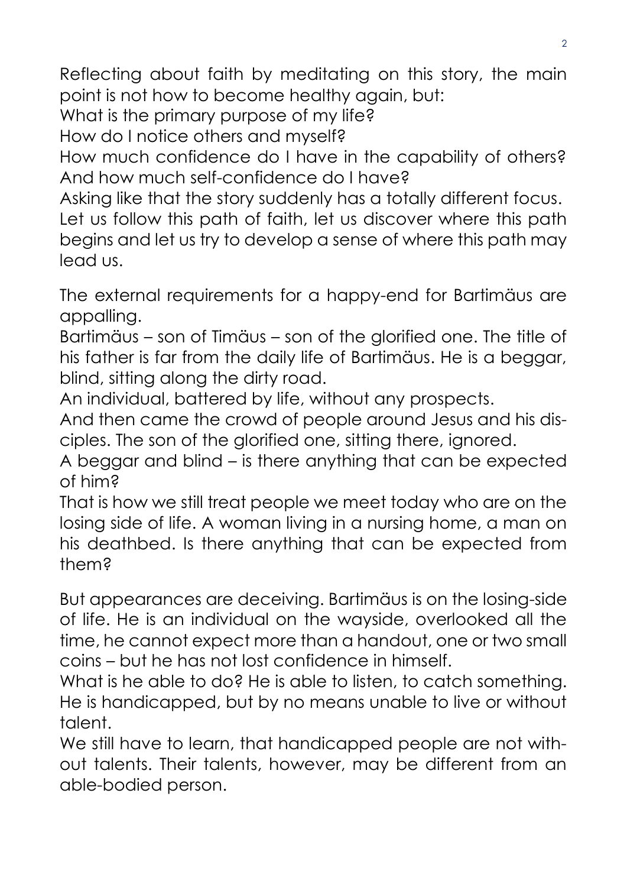Reflecting about faith by meditating on this story, the main point is not how to become healthy again, but:
What is the primary purpose of my life?
How do I notice others and myself?
How much confidence do I have in the capability of others? And how much self-confidence do I have?
Asking like that the story suddenly has a totally different focus.
Let us follow this path of faith, let us discover where this path begins and let us try to develop a sense of where this path may lead us.

The external requirements for a happy-end for Bartimäus are appalling.
Bartimäus – son of Timäus – son of the glorified one. The title of his father is far from the daily life of Bartimäus. He is a beggar, blind, sitting along the dirty road.
An individual, battered by life, without any prospects.
And then came the crowd of people around Jesus and his disciples. The son of the glorified one, sitting there, ignored.
A beggar and blind – is there anything that can be expected of him?
That is how we still treat people we meet today who are on the losing side of life. A woman living in a nursing home, a man on his deathbed. Is there anything that can be expected from them?

But appearances are deceiving. Bartimäus is on the losing-side of life. He is an individual on the wayside, overlooked all the time, he cannot expect more than a handout, one or two small coins – but he has not lost confidence in himself.
What is he able to do? He is able to listen, to catch something. He is handicapped, but by no means unable to live or without talent.
We still have to learn, that handicapped people are not without talents. Their talents, however, may be different from an able-bodied person.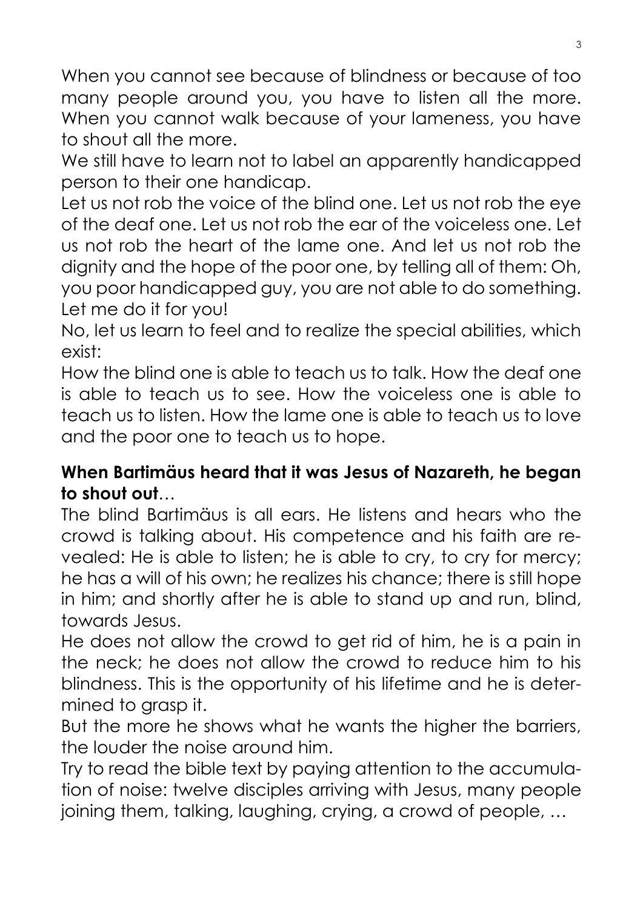When you cannot see because of blindness or because of too many people around you, you have to listen all the more. When you cannot walk because of your lameness, you have to shout all the more.

We still have to learn not to label an apparently handicapped person to their one handicap.

Let us not rob the voice of the blind one. Let us not rob the eye of the deaf one. Let us not rob the ear of the voiceless one. Let us not rob the heart of the lame one. And let us not rob the dignity and the hope of the poor one, by telling all of them: Oh, you poor handicapped guy, you are not able to do something. Let me do it for you!

No, let us learn to feel and to realize the special abilities, which exist:

How the blind one is able to teach us to talk. How the deaf one is able to teach us to see. How the voiceless one is able to teach us to listen. How the lame one is able to teach us to love and the poor one to teach us to hope.

**When Bartimäus heard that it was Jesus of Nazareth, he began to shout out**…

The blind Bartimäus is all ears. He listens and hears who the crowd is talking about. His competence and his faith are revealed: He is able to listen; he is able to cry, to cry for mercy; he has a will of his own; he realizes his chance; there is still hope in him; and shortly after he is able to stand up and run, blind, towards Jesus.

He does not allow the crowd to get rid of him, he is a pain in the neck; he does not allow the crowd to reduce him to his blindness. This is the opportunity of his lifetime and he is determined to grasp it.

But the more he shows what he wants the higher the barriers, the louder the noise around him.

Try to read the bible text by paying attention to the accumulation of noise: twelve disciples arriving with Jesus, many people joining them, talking, laughing, crying, a crowd of people, …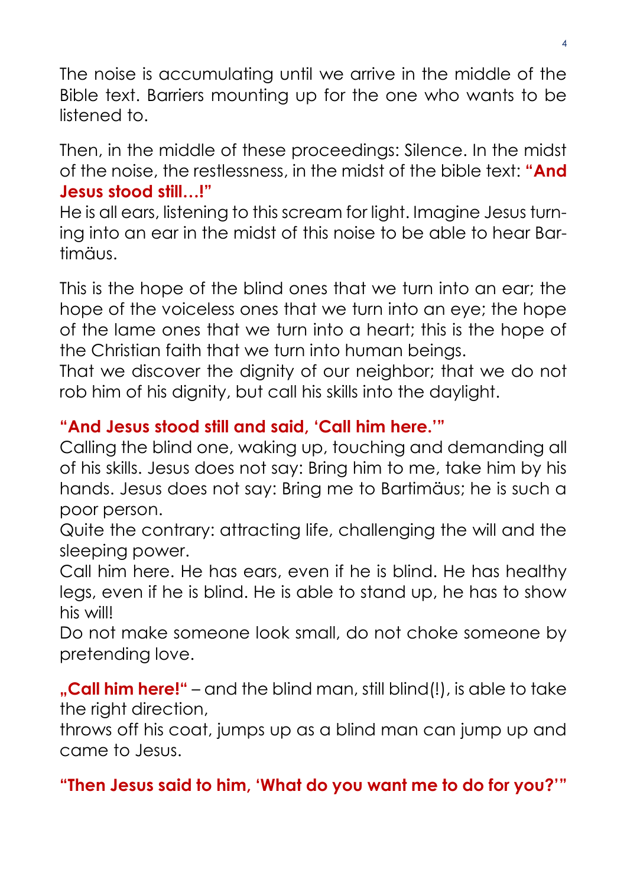The noise is accumulating until we arrive in the middle of the Bible text. Barriers mounting up for the one who wants to be listened to.

Then, in the middle of these proceedings: Silence. In the midst of the noise, the restlessness, in the midst of the bible text: **"And Jesus stood still…!"**
He is all ears, listening to this scream for light. Imagine Jesus turning into an ear in the midst of this noise to be able to hear Bartimäus.

This is the hope of the blind ones that we turn into an ear; the hope of the voiceless ones that we turn into an eye; the hope of the lame ones that we turn into a heart; this is the hope of the Christian faith that we turn into human beings.
That we discover the dignity of our neighbor; that we do not rob him of his dignity, but call his skills into the daylight.

**"And Jesus stood still and said, 'Call him here.'"**
Calling the blind one, waking up, touching and demanding all of his skills. Jesus does not say: Bring him to me, take him by his hands. Jesus does not say: Bring me to Bartimäus; he is such a poor person.
Quite the contrary: attracting life, challenging the will and the sleeping power.
Call him here. He has ears, even if he is blind. He has healthy legs, even if he is blind. He is able to stand up, he has to show his will!
Do not make someone look small, do not choke someone by pretending love.

**„Call him here!"** – and the blind man, still blind(!), is able to take the right direction,
throws off his coat, jumps up as a blind man can jump up and came to Jesus.

**"Then Jesus said to him, 'What do you want me to do for you?'"**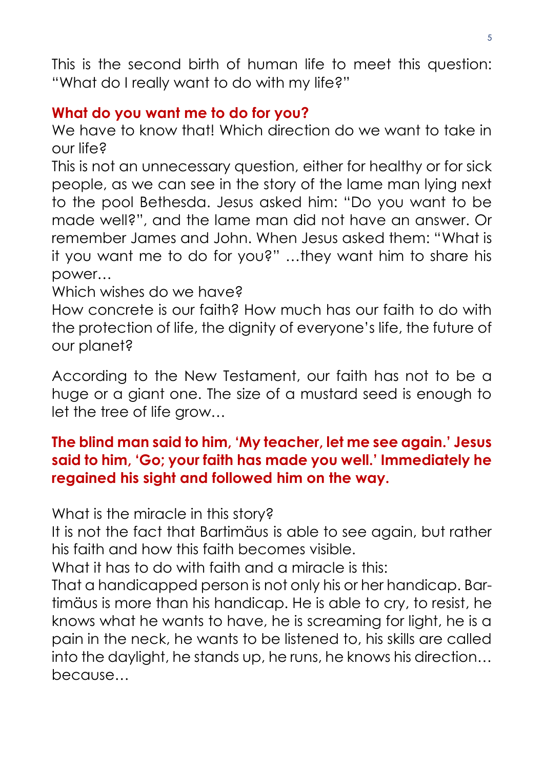This is the second birth of human life to meet this question: "What do I really want to do with my life?"

**What do you want me to do for you?**

We have to know that! Which direction do we want to take in our life?

This is not an unnecessary question, either for healthy or for sick people, as we can see in the story of the lame man lying next to the pool Bethesda. Jesus asked him: "Do you want to be made well?", and the lame man did not have an answer. Or remember James and John. When Jesus asked them: "What is it you want me to do for you?" …they want him to share his power…

Which wishes do we have?

How concrete is our faith? How much has our faith to do with the protection of life, the dignity of everyone's life, the future of our planet?

According to the New Testament, our faith has not to be a huge or a giant one. The size of a mustard seed is enough to let the tree of life grow…

**The blind man said to him, 'My teacher, let me see again.' Jesus said to him, 'Go; your faith has made you well.' Immediately he regained his sight and followed him on the way.**

What is the miracle in this story?

It is not the fact that Bartimäus is able to see again, but rather his faith and how this faith becomes visible.

What it has to do with faith and a miracle is this:

That a handicapped person is not only his or her handicap. Bartimäus is more than his handicap. He is able to cry, to resist, he knows what he wants to have, he is screaming for light, he is a pain in the neck, he wants to be listened to, his skills are called into the daylight, he stands up, he runs, he knows his direction… because…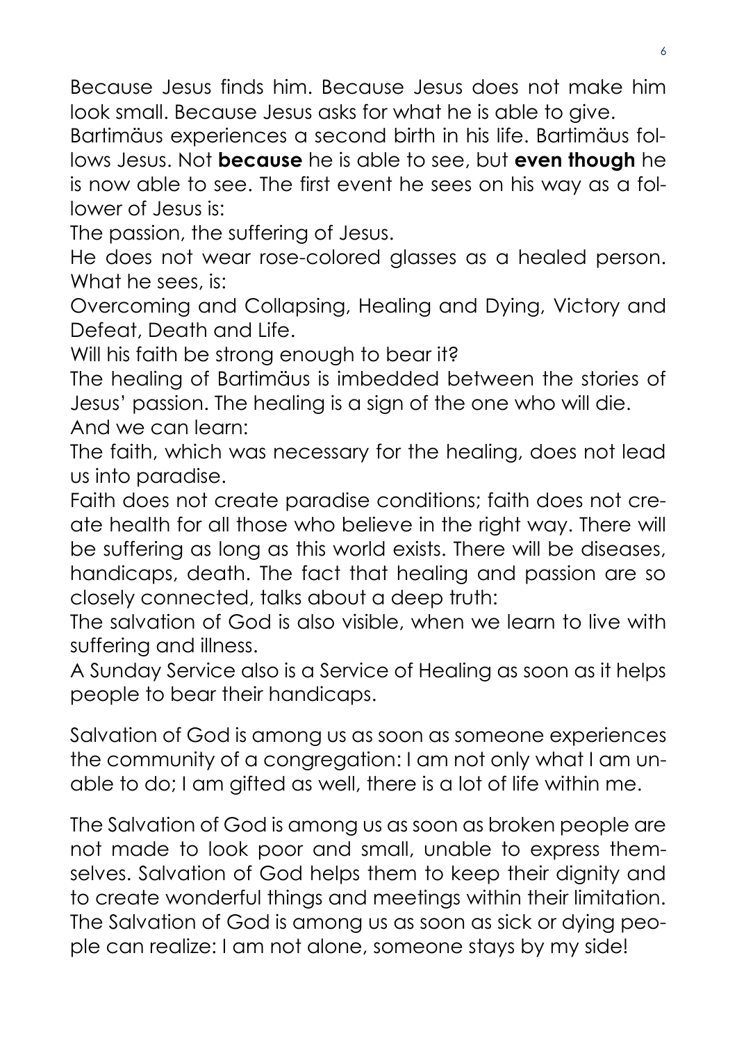Because Jesus finds him. Because Jesus does not make him look small. Because Jesus asks for what he is able to give.

Bartimäus experiences a second birth in his life. Bartimäus follows Jesus. Not **because** he is able to see, but **even though** he is now able to see. The first event he sees on his way as a follower of Jesus is:

The passion, the suffering of Jesus.

He does not wear rose-colored glasses as a healed person. What he sees, is:

Overcoming and Collapsing, Healing and Dying, Victory and Defeat, Death and Life.

Will his faith be strong enough to bear it?

The healing of Bartimäus is imbedded between the stories of Jesus' passion. The healing is a sign of the one who will die.

And we can learn:

The faith, which was necessary for the healing, does not lead us into paradise.

Faith does not create paradise conditions; faith does not create health for all those who believe in the right way. There will be suffering as long as this world exists. There will be diseases, handicaps, death. The fact that healing and passion are so closely connected, talks about a deep truth:

The salvation of God is also visible, when we learn to live with suffering and illness.

A Sunday Service also is a Service of Healing as soon as it helps people to bear their handicaps.

Salvation of God is among us as soon as someone experiences the community of a congregation: I am not only what I am unable to do; I am gifted as well, there is a lot of life within me.

The Salvation of God is among us as soon as broken people are not made to look poor and small, unable to express themselves. Salvation of God helps them to keep their dignity and to create wonderful things and meetings within their limitation. The Salvation of God is among us as soon as sick or dying people can realize: I am not alone, someone stays by my side!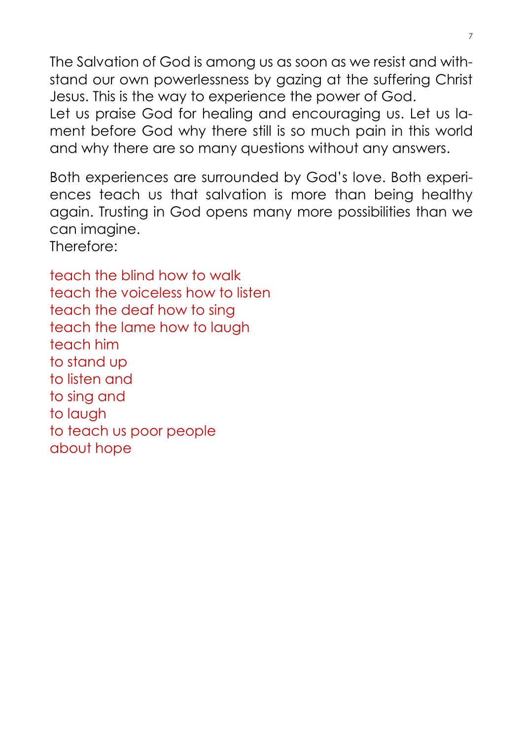The Salvation of God is among us as soon as we resist and withstand our own powerlessness by gazing at the suffering Christ Jesus. This is the way to experience the power of God.
Let us praise God for healing and encouraging us. Let us lament before God why there still is so much pain in this world and why there are so many questions without any answers.

Both experiences are surrounded by God's love. Both experiences teach us that salvation is more than being healthy again. Trusting in God opens many more possibilities than we can imagine.
Therefore:

teach the blind how to walk
teach the voiceless how to listen
teach the deaf how to sing
teach the lame how to laugh
teach him
to stand up
to listen and
to sing and
to laugh
to teach us poor people
about hope